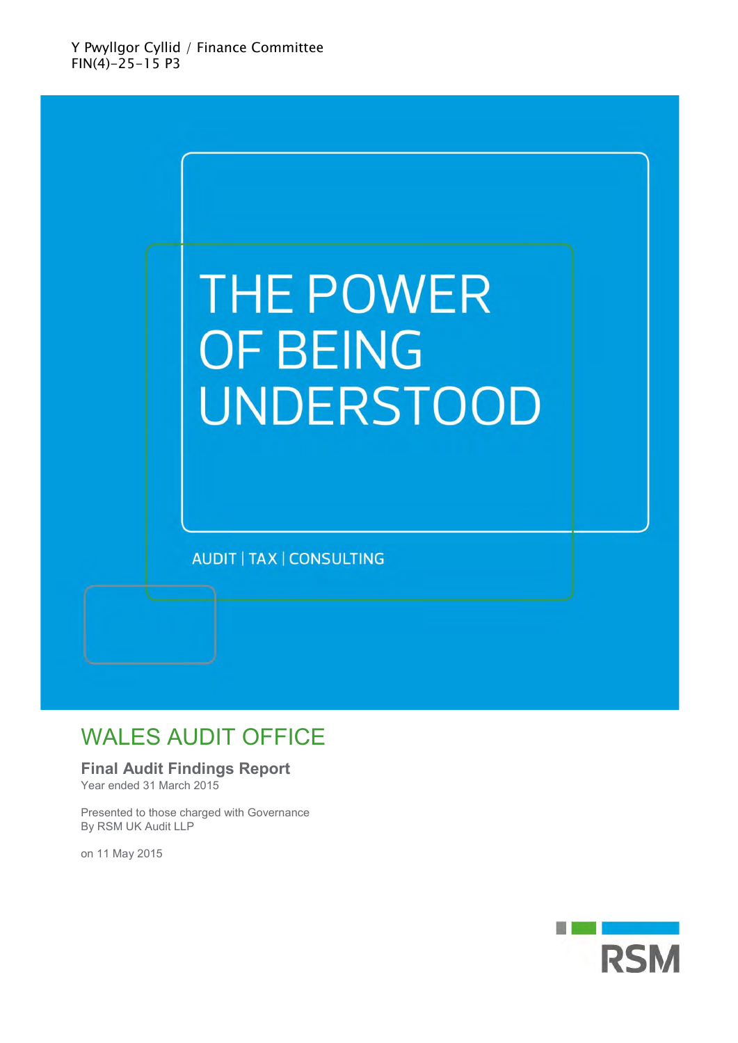Y Pwyllgor Cyllid / Finance Committee
FIN(4)-25-15 P3

# THE POWER OF BEING UNDERSTOOD

AUDIT | TAX | CONSULTING

## WALES AUDIT OFFICE

### Final Audit Findings Report

Year ended 31 March 2015

Presented to those charged with Governance
By RSM UK Audit LLP

on 11 May 2015

RSM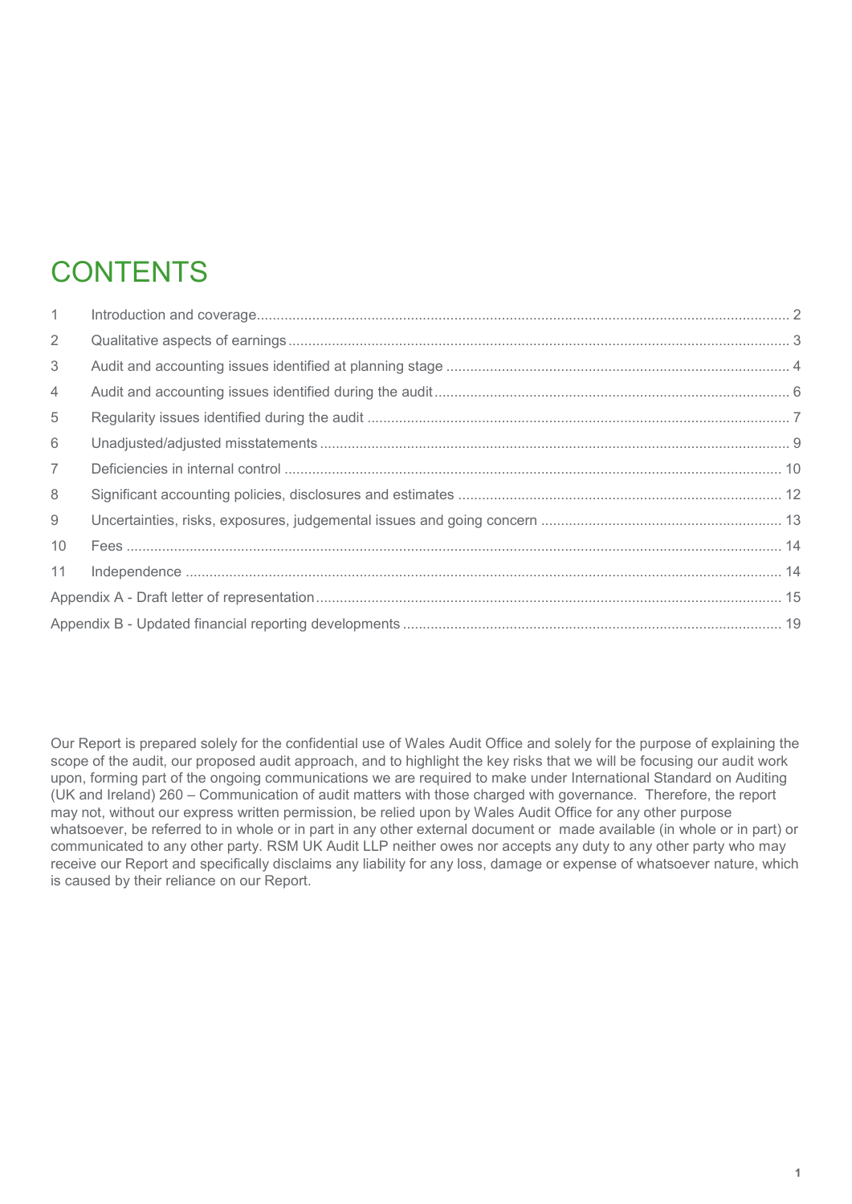# CONTENTS

| | | |
|---|---|---|
| 1 | Introduction and coverage | 2 |
| 2 | Qualitative aspects of earnings | 3 |
| 3 | Audit and accounting issues identified at planning stage | 4 |
| 4 | Audit and accounting issues identified during the audit | 6 |
| 5 | Regularity issues identified during the audit | 7 |
| 6 | Unadjusted/adjusted misstatements | 9 |
| 7 | Deficiencies in internal control | 10 |
| 8 | Significant accounting policies, disclosures and estimates | 12 |
| 9 | Uncertainties, risks, exposures, judgemental issues and going concern | 13 |
| 10 | Fees | 14 |
| 11 | Independence | 14 |
| | Appendix A - Draft letter of representation | 15 |
| | Appendix B - Updated financial reporting developments | 19 |

Our Report is prepared solely for the confidential use of Wales Audit Office and solely for the purpose of explaining the scope of the audit, our proposed audit approach, and to highlight the key risks that we will be focusing our audit work upon, forming part of the ongoing communications we are required to make under International Standard on Auditing (UK and Ireland) 260 – Communication of audit matters with those charged with governance. Therefore, the report may not, without our express written permission, be relied upon by Wales Audit Office for any other purpose whatsoever, be referred to in whole or in part in any other external document or made available (in whole or in part) or communicated to any other party. RSM UK Audit LLP neither owes nor accepts any duty to any other party who may receive our Report and specifically disclaims any liability for any loss, damage or expense of whatsoever nature, which is caused by their reliance on our Report.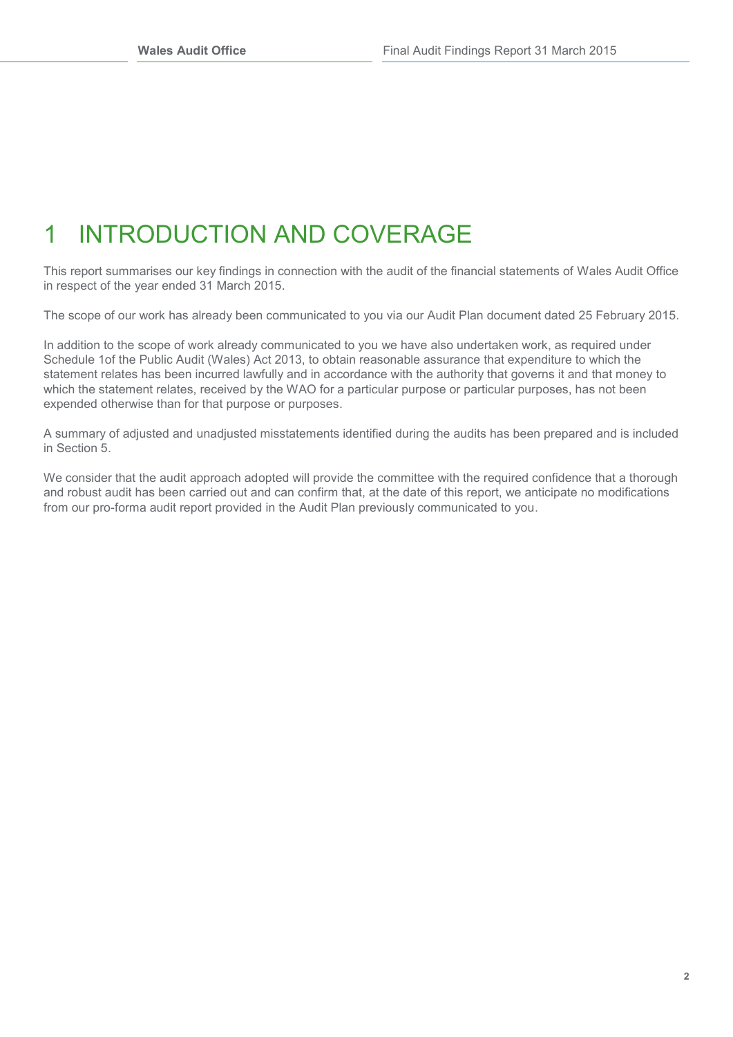# 1 INTRODUCTION AND COVERAGE

This report summarises our key findings in connection with the audit of the financial statements of Wales Audit Office in respect of the year ended 31 March 2015.

The scope of our work has already been communicated to you via our Audit Plan document dated 25 February 2015.

In addition to the scope of work already communicated to you we have also undertaken work, as required under Schedule 1of the Public Audit (Wales) Act 2013, to obtain reasonable assurance that expenditure to which the statement relates has been incurred lawfully and in accordance with the authority that governs it and that money to which the statement relates, received by the WAO for a particular purpose or particular purposes, has not been expended otherwise than for that purpose or purposes.

A summary of adjusted and unadjusted misstatements identified during the audits has been prepared and is included in Section 5.

We consider that the audit approach adopted will provide the committee with the required confidence that a thorough and robust audit has been carried out and can confirm that, at the date of this report, we anticipate no modifications from our pro-forma audit report provided in the Audit Plan previously communicated to you.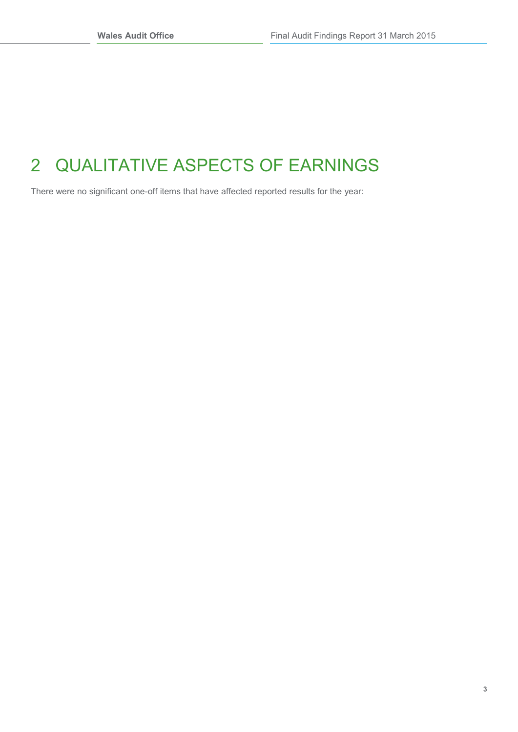# 2 QUALITATIVE ASPECTS OF EARNINGS

There were no significant one-off items that have affected reported results for the year: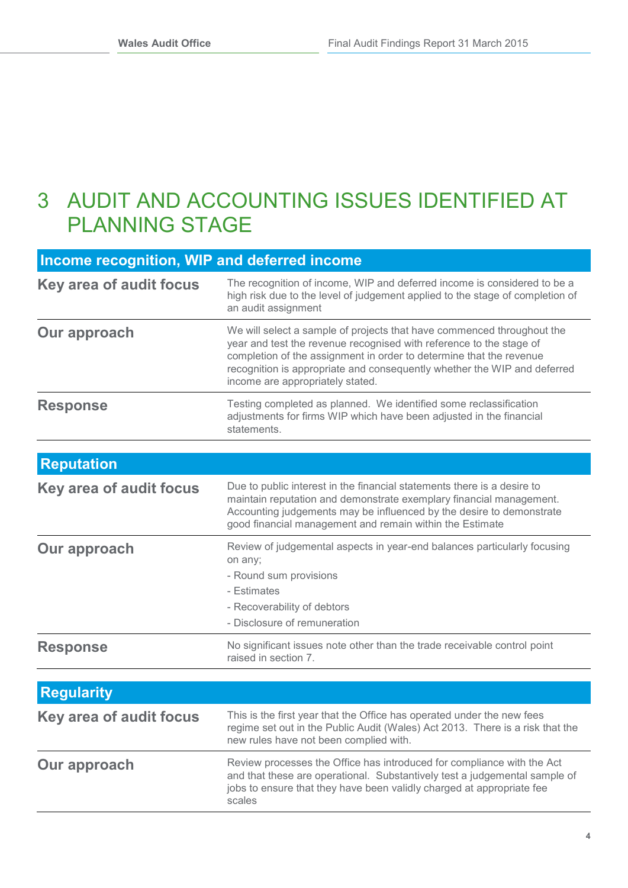# 3 AUDIT AND ACCOUNTING ISSUES IDENTIFIED AT PLANNING STAGE

| Income recognition, WIP and deferred income | |
|---|---|
| **Key area of audit focus** | The recognition of income, WIP and deferred income is considered to be a high risk due to the level of judgement applied to the stage of completion of an audit assignment |
| **Our approach** | We will select a sample of projects that have commenced throughout the year and test the revenue recognised with reference to the stage of completion of the assignment in order to determine that the revenue recognition is appropriate and consequently whether the WIP and deferred income are appropriately stated. |
| **Response** | Testing completed as planned. We identified some reclassification adjustments for firms WIP which have been adjusted in the financial statements. |

| Reputation | |
|---|---|
| **Key area of audit focus** | Due to public interest in the financial statements there is a desire to maintain reputation and demonstrate exemplary financial management. Accounting judgements may be influenced by the desire to demonstrate good financial management and remain within the Estimate |
| **Our approach** | Review of judgemental aspects in year-end balances particularly focusing on any;<br>- Round sum provisions<br>- Estimates<br>- Recoverability of debtors<br>- Disclosure of remuneration |
| **Response** | No significant issues note other than the trade receivable control point raised in section 7. |

| Regularity | |
|---|---|
| **Key area of audit focus** | This is the first year that the Office has operated under the new fees regime set out in the Public Audit (Wales) Act 2013. There is a risk that the new rules have not been complied with. |
| **Our approach** | Review processes the Office has introduced for compliance with the Act and that these are operational. Substantively test a judgemental sample of jobs to ensure that they have been validly charged at appropriate fee scales |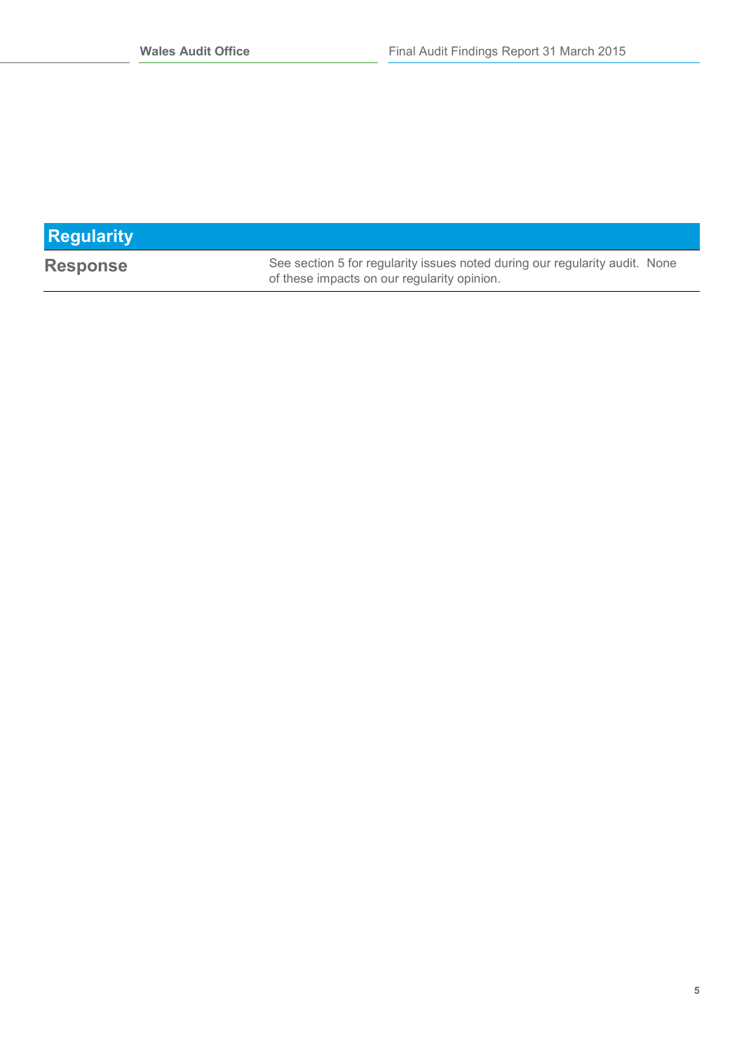| Regularity | |
|---|---|
| **Response** | See section 5 for regularity issues noted during our regularity audit. None of these impacts on our regularity opinion. |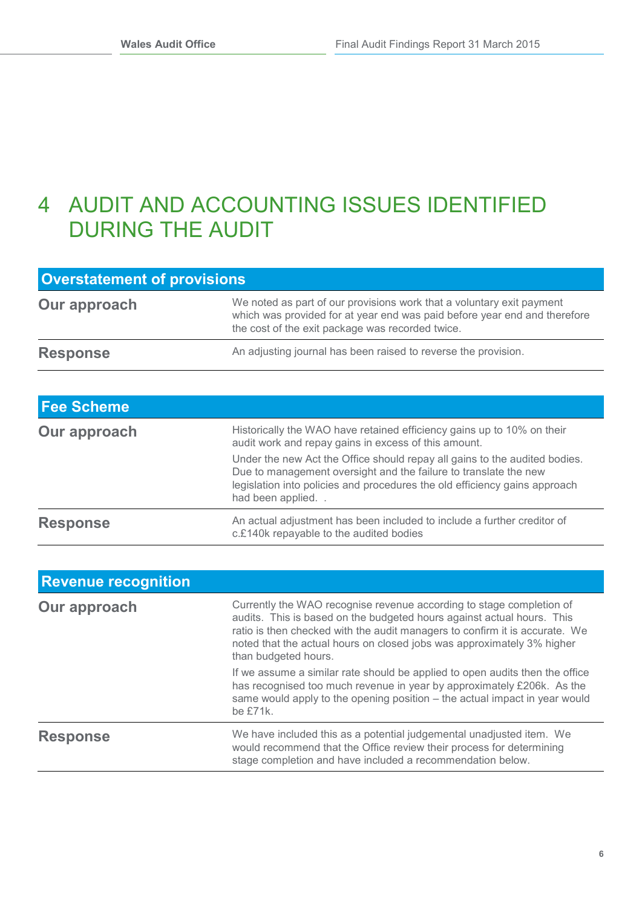# 4 AUDIT AND ACCOUNTING ISSUES IDENTIFIED DURING THE AUDIT

| Overstatement of provisions | |
|---|---|
| **Our approach** | We noted as part of our provisions work that a voluntary exit payment which was provided for at year end was paid before year end and therefore the cost of the exit package was recorded twice. |
| **Response** | An adjusting journal has been raised to reverse the provision. |

| Fee Scheme | |
|---|---|
| **Our approach** | Historically the WAO have retained efficiency gains up to 10% on their audit work and repay gains in excess of this amount.<br><br>Under the new Act the Office should repay all gains to the audited bodies. Due to management oversight and the failure to translate the new legislation into policies and procedures the old efficiency gains approach had been applied. . |
| **Response** | An actual adjustment has been included to include a further creditor of c.£140k repayable to the audited bodies |

| Revenue recognition | |
|---|---|
| **Our approach** | Currently the WAO recognise revenue according to stage completion of audits. This is based on the budgeted hours against actual hours. This ratio is then checked with the audit managers to confirm it is accurate. We noted that the actual hours on closed jobs was approximately 3% higher than budgeted hours.<br><br>If we assume a similar rate should be applied to open audits then the office has recognised too much revenue in year by approximately £206k. As the same would apply to the opening position – the actual impact in year would be £71k. |
| **Response** | We have included this as a potential judgemental unadjusted item. We would recommend that the Office review their process for determining stage completion and have included a recommendation below. |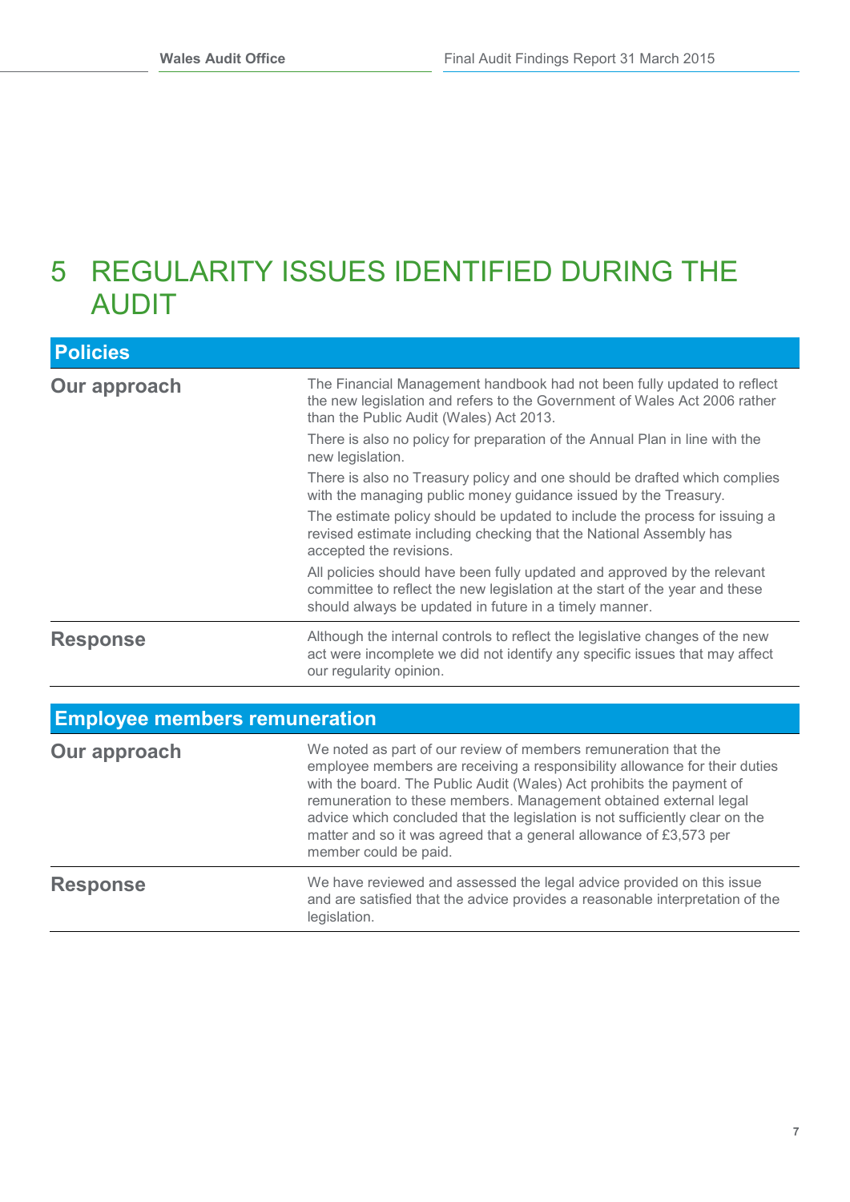# 5 REGULARITY ISSUES IDENTIFIED DURING THE AUDIT

| **Policies** | |
|---|---|
| **Our approach** | The Financial Management handbook had not been fully updated to reflect the new legislation and refers to the Government of Wales Act 2006 rather than the Public Audit (Wales) Act 2013.<br><br>There is also no policy for preparation of the Annual Plan in line with the new legislation.<br><br>There is also no Treasury policy and one should be drafted which complies with the managing public money guidance issued by the Treasury.<br><br>The estimate policy should be updated to include the process for issuing a revised estimate including checking that the National Assembly has accepted the revisions.<br><br>All policies should have been fully updated and approved by the relevant committee to reflect the new legislation at the start of the year and these should always be updated in future in a timely manner. |
| **Response** | Although the internal controls to reflect the legislative changes of the new act were incomplete we did not identify any specific issues that may affect our regularity opinion. |

| **Employee members remuneration** | |
|---|---|
| **Our approach** | We noted as part of our review of members remuneration that the employee members are receiving a responsibility allowance for their duties with the board. The Public Audit (Wales) Act prohibits the payment of remuneration to these members. Management obtained external legal advice which concluded that the legislation is not sufficiently clear on the matter and so it was agreed that a general allowance of £3,573 per member could be paid. |
| **Response** | We have reviewed and assessed the legal advice provided on this issue and are satisfied that the advice provides a reasonable interpretation of the legislation. |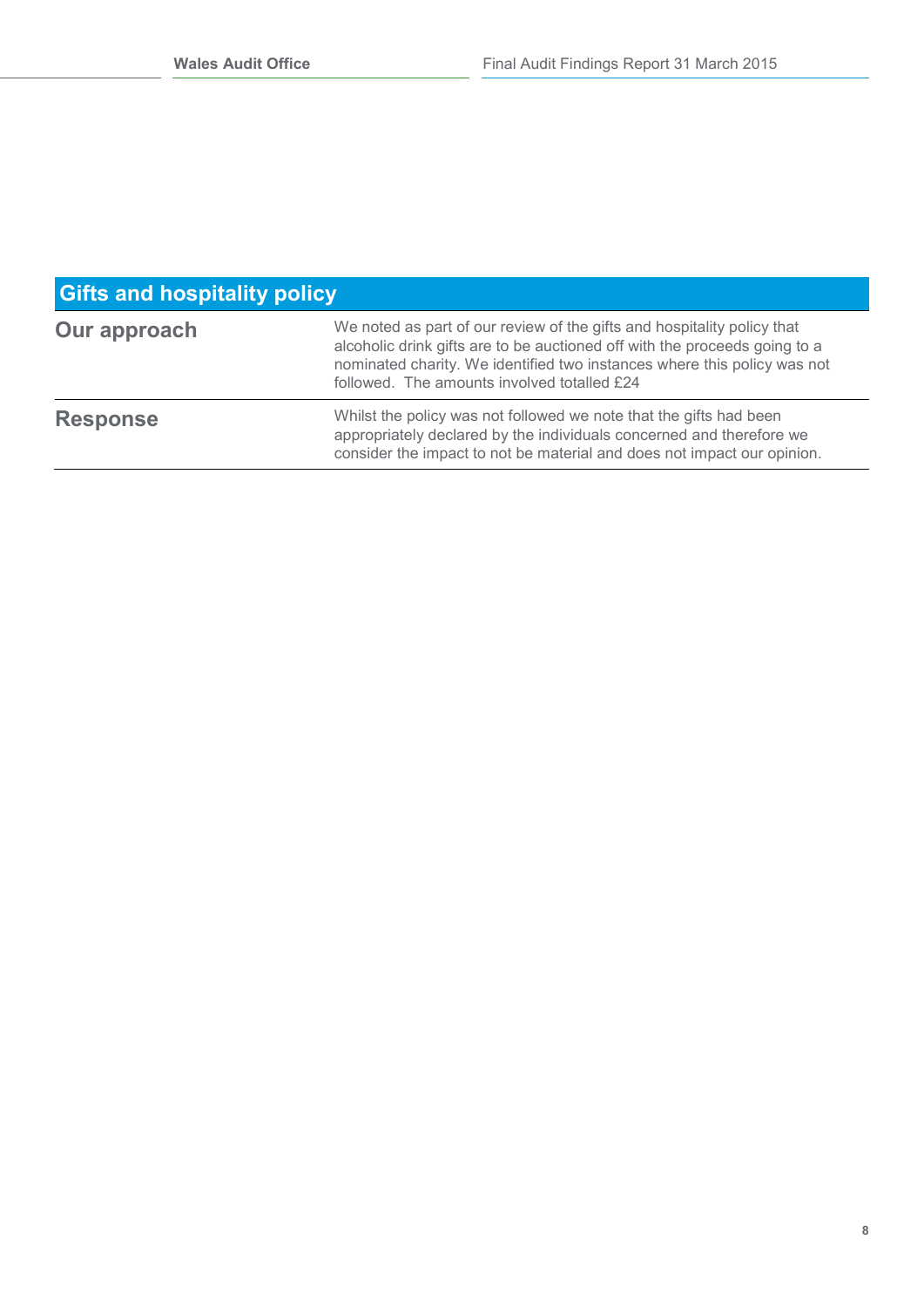## Gifts and hospitality policy

| | |
|---|---|
| **Our approach** | We noted as part of our review of the gifts and hospitality policy that alcoholic drink gifts are to be auctioned off with the proceeds going to a nominated charity. We identified two instances where this policy was not followed. The amounts involved totalled £24 |
| **Response** | Whilst the policy was not followed we note that the gifts had been appropriately declared by the individuals concerned and therefore we consider the impact to not be material and does not impact our opinion. |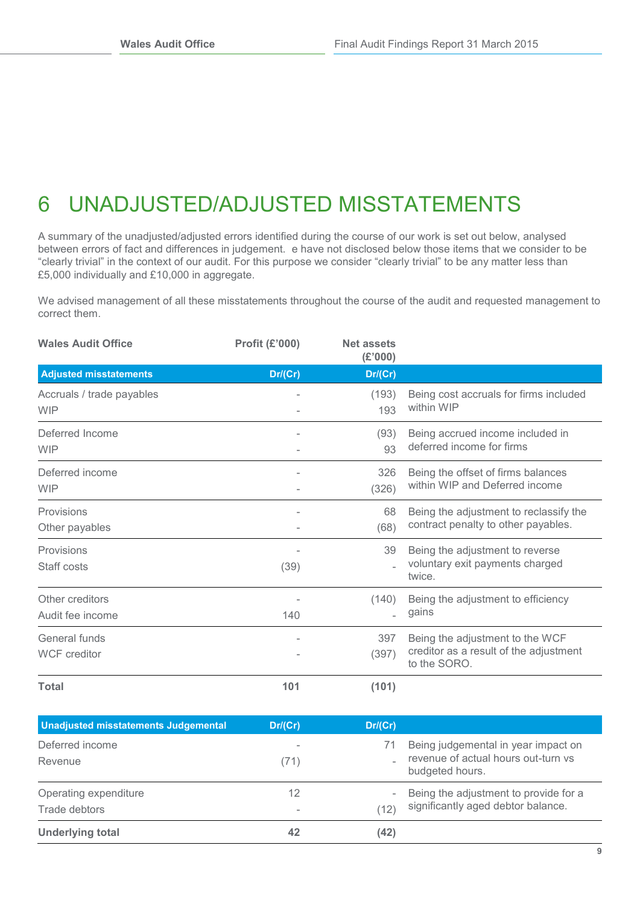# 6 UNADJUSTED/ADJUSTED MISSTATEMENTS

A summary of the unadjusted/adjusted errors identified during the course of our work is set out below, analysed between errors of fact and differences in judgement.  e have not disclosed below those items that we consider to be "clearly trivial" in the context of our audit. For this purpose we consider "clearly trivial" to be any matter less than £5,000 individually and £10,000 in aggregate.

We advised management of all these misstatements throughout the course of the audit and requested management to correct them.

| Wales Audit Office | Profit (£'000) | Net assets (£'000) | |
|---|---|---|---|
| **Adjusted misstatements** | **Dr/(Cr)** | **Dr/(Cr)** | |
| Accruals / trade payables | - | (193) | Being cost accruals for firms included within WIP |
| WIP | - | 193 | |
| Deferred Income | - | (93) | Being accrued income included in deferred income for firms |
| WIP | - | 93 | |
| Deferred income | - | 326 | Being the offset of firms balances within WIP and Deferred income |
| WIP | - | (326) | |
| Provisions | - | 68 | Being the adjustment to reclassify the contract penalty to other payables. |
| Other payables | - | (68) | |
| Provisions | - | 39 | Being the adjustment to reverse voluntary exit payments charged twice. |
| Staff costs | (39) | - | |
| Other creditors | - | (140) | Being the adjustment to efficiency gains |
| Audit fee income | 140 | - | |
| General funds | - | 397 | Being the adjustment to the WCF creditor as a result of the adjustment to the SORO. |
| WCF creditor | - | (397) | |
| **Total** | **101** | **(101)** | |

| **Unadjusted misstatements Judgemental** | **Dr/(Cr)** | **Dr/(Cr)** | |
|---|---|---|---|
| Deferred income | - | 71 | Being judgemental in year impact on revenue of actual hours out-turn vs budgeted hours. |
| Revenue | (71) | - | |
| Operating expenditure | 12 | - | Being the adjustment to provide for a significantly aged debtor balance. |
| Trade debtors | - | (12) | |
| **Underlying total** | **42** | **(42)** | |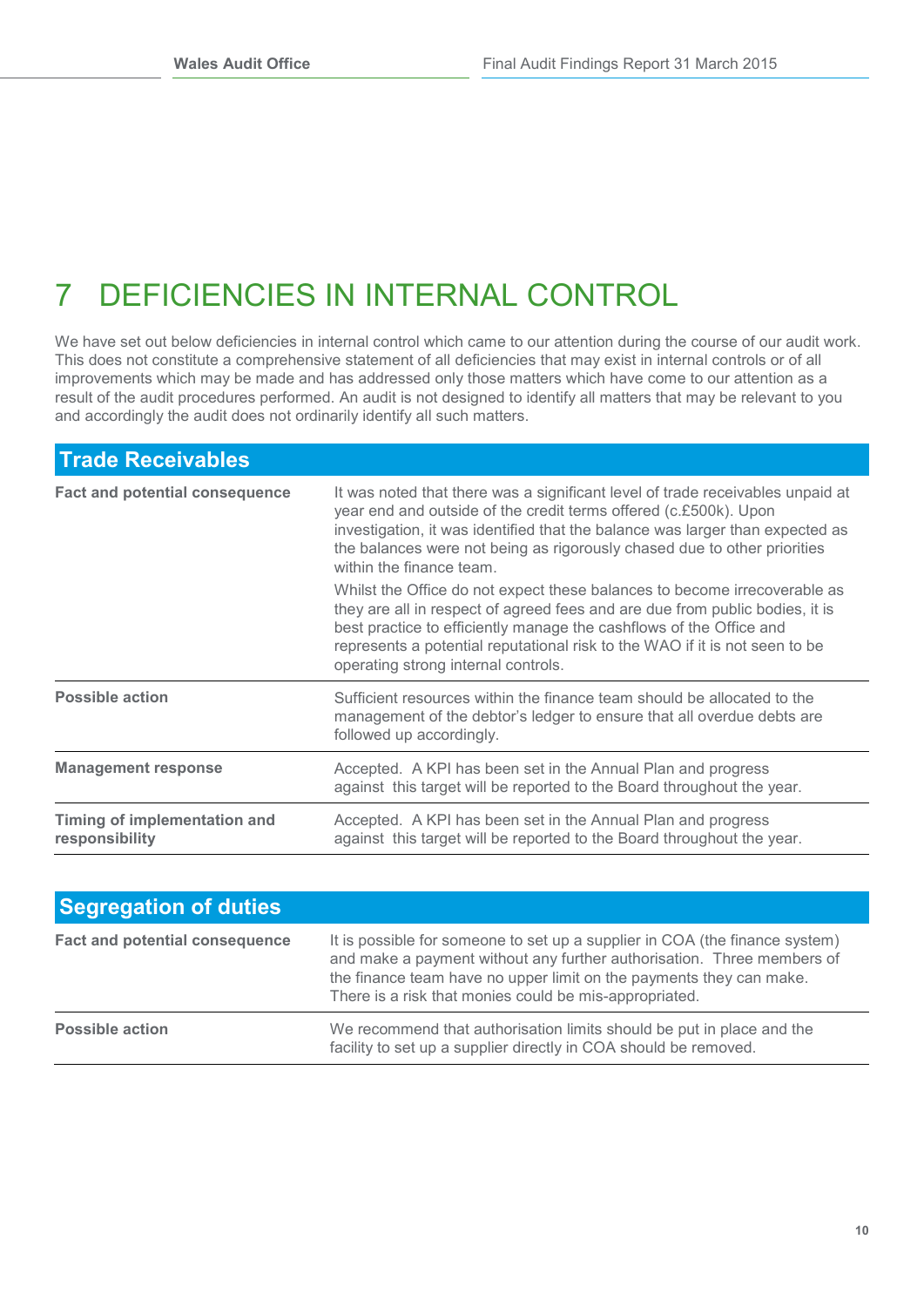# 7 DEFICIENCIES IN INTERNAL CONTROL

We have set out below deficiencies in internal control which came to our attention during the course of our audit work. This does not constitute a comprehensive statement of all deficiencies that may exist in internal controls or of all improvements which may be made and has addressed only those matters which have come to our attention as a result of the audit procedures performed. An audit is not designed to identify all matters that may be relevant to you and accordingly the audit does not ordinarily identify all such matters.

| Trade Receivables | |
|---|---|
| **Fact and potential consequence** | It was noted that there was a significant level of trade receivables unpaid at year end and outside of the credit terms offered (c.£500k). Upon investigation, it was identified that the balance was larger than expected as the balances were not being as rigorously chased due to other priorities within the finance team.<br><br>Whilst the Office do not expect these balances to become irrecoverable as they are all in respect of agreed fees and are due from public bodies, it is best practice to efficiently manage the cashflows of the Office and represents a potential reputational risk to the WAO if it is not seen to be operating strong internal controls. |
| **Possible action** | Sufficient resources within the finance team should be allocated to the management of the debtor's ledger to ensure that all overdue debts are followed up accordingly. |
| **Management response** | Accepted. A KPI has been set in the Annual Plan and progress against this target will be reported to the Board throughout the year. |
| **Timing of implementation and responsibility** | Accepted. A KPI has been set in the Annual Plan and progress against this target will be reported to the Board throughout the year. |

| Segregation of duties | |
|---|---|
| **Fact and potential consequence** | It is possible for someone to set up a supplier in COA (the finance system) and make a payment without any further authorisation. Three members of the finance team have no upper limit on the payments they can make. There is a risk that monies could be mis-appropriated. |
| **Possible action** | We recommend that authorisation limits should be put in place and the facility to set up a supplier directly in COA should be removed. |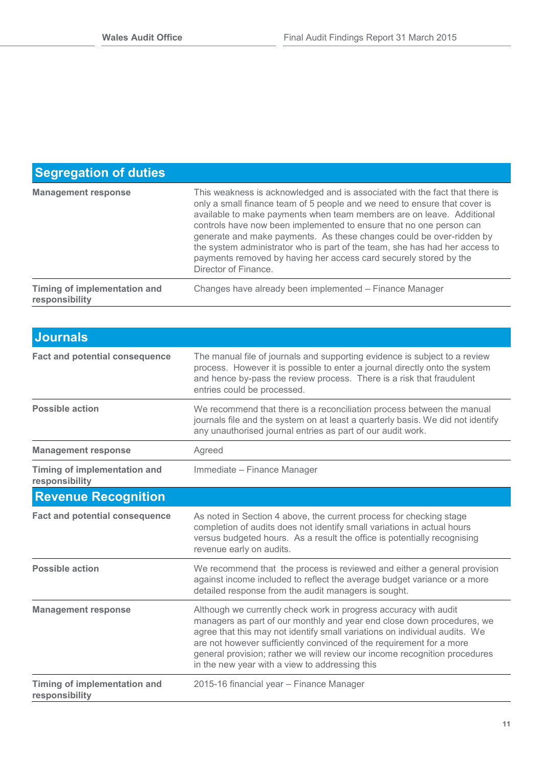| Segregation of duties | |
|---|---|
| **Management response** | This weakness is acknowledged and is associated with the fact that there is only a small finance team of 5 people and we need to ensure that cover is available to make payments when team members are on leave. Additional controls have now been implemented to ensure that no one person can generate and make payments. As these changes could be over-ridden by the system administrator who is part of the team, she has had her access to payments removed by having her access card securely stored by the Director of Finance. |
| **Timing of implementation and responsibility** | Changes have already been implemented – Finance Manager |

| Journals | |
|---|---|
| **Fact and potential consequence** | The manual file of journals and supporting evidence is subject to a review process. However it is possible to enter a journal directly onto the system and hence by-pass the review process. There is a risk that fraudulent entries could be processed. |
| **Possible action** | We recommend that there is a reconciliation process between the manual journals file and the system on at least a quarterly basis. We did not identify any unauthorised journal entries as part of our audit work. |
| **Management response** | Agreed |
| **Timing of implementation and responsibility** | Immediate – Finance Manager |

| Revenue Recognition | |
|---|---|
| **Fact and potential consequence** | As noted in Section 4 above, the current process for checking stage completion of audits does not identify small variations in actual hours versus budgeted hours. As a result the office is potentially recognising revenue early on audits. |
| **Possible action** | We recommend that the process is reviewed and either a general provision against income included to reflect the average budget variance or a more detailed response from the audit managers is sought. |
| **Management response** | Although we currently check work in progress accuracy with audit managers as part of our monthly and year end close down procedures, we agree that this may not identify small variations on individual audits. We are not however sufficiently convinced of the requirement for a more general provision; rather we will review our income recognition procedures in the new year with a view to addressing this |
| **Timing of implementation and responsibility** | 2015-16 financial year – Finance Manager |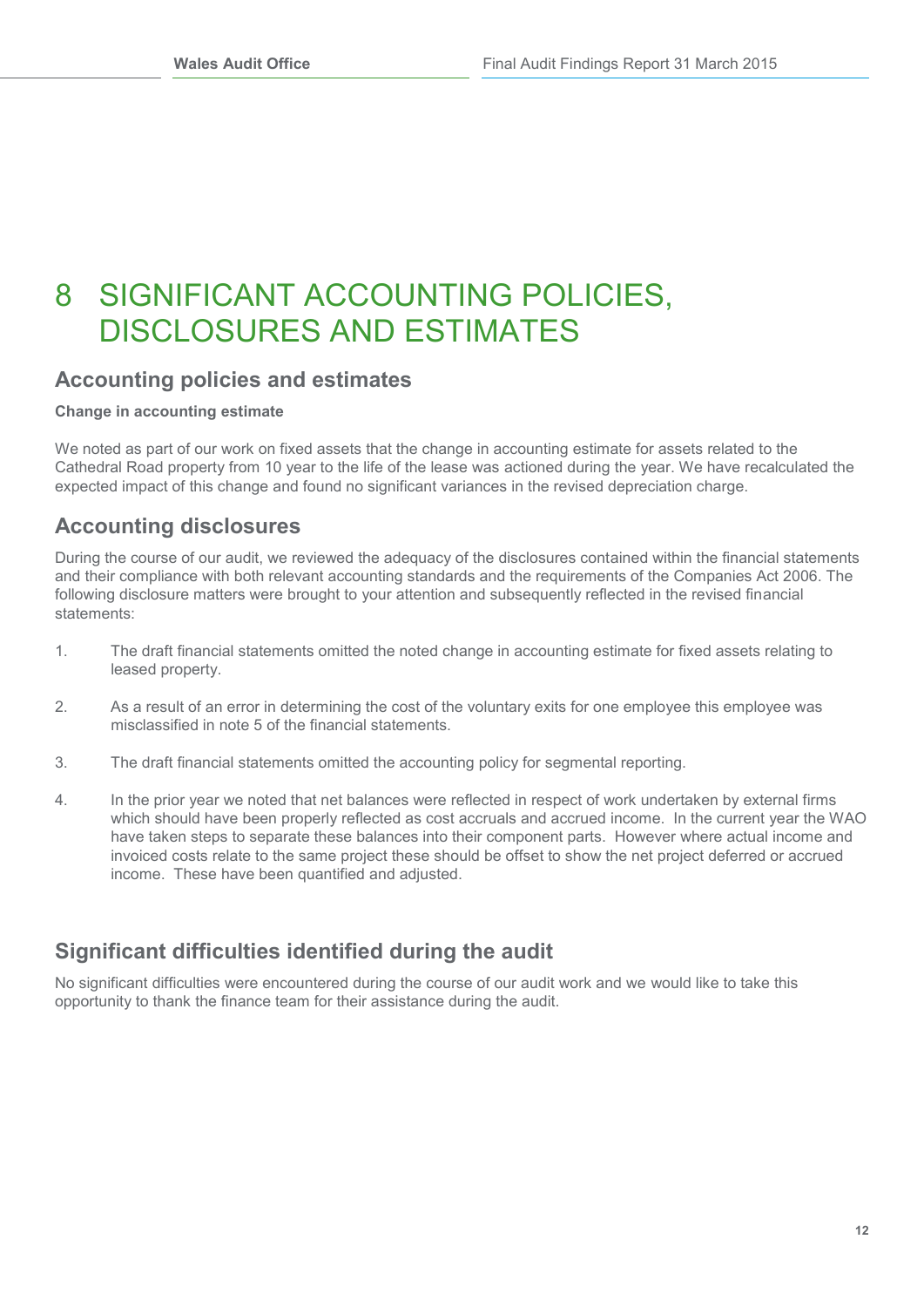# 8 SIGNIFICANT ACCOUNTING POLICIES, DISCLOSURES AND ESTIMATES

## Accounting policies and estimates

**Change in accounting estimate**

We noted as part of our work on fixed assets that the change in accounting estimate for assets related to the Cathedral Road property from 10 year to the life of the lease was actioned during the year. We have recalculated the expected impact of this change and found no significant variances in the revised depreciation charge.

## Accounting disclosures

During the course of our audit, we reviewed the adequacy of the disclosures contained within the financial statements and their compliance with both relevant accounting standards and the requirements of the Companies Act 2006. The following disclosure matters were brought to your attention and subsequently reflected in the revised financial statements:

1. The draft financial statements omitted the noted change in accounting estimate for fixed assets relating to leased property.

2. As a result of an error in determining the cost of the voluntary exits for one employee this employee was misclassified in note 5 of the financial statements.

3. The draft financial statements omitted the accounting policy for segmental reporting.

4. In the prior year we noted that net balances were reflected in respect of work undertaken by external firms which should have been properly reflected as cost accruals and accrued income. In the current year the WAO have taken steps to separate these balances into their component parts. However where actual income and invoiced costs relate to the same project these should be offset to show the net project deferred or accrued income. These have been quantified and adjusted.

## Significant difficulties identified during the audit

No significant difficulties were encountered during the course of our audit work and we would like to take this opportunity to thank the finance team for their assistance during the audit.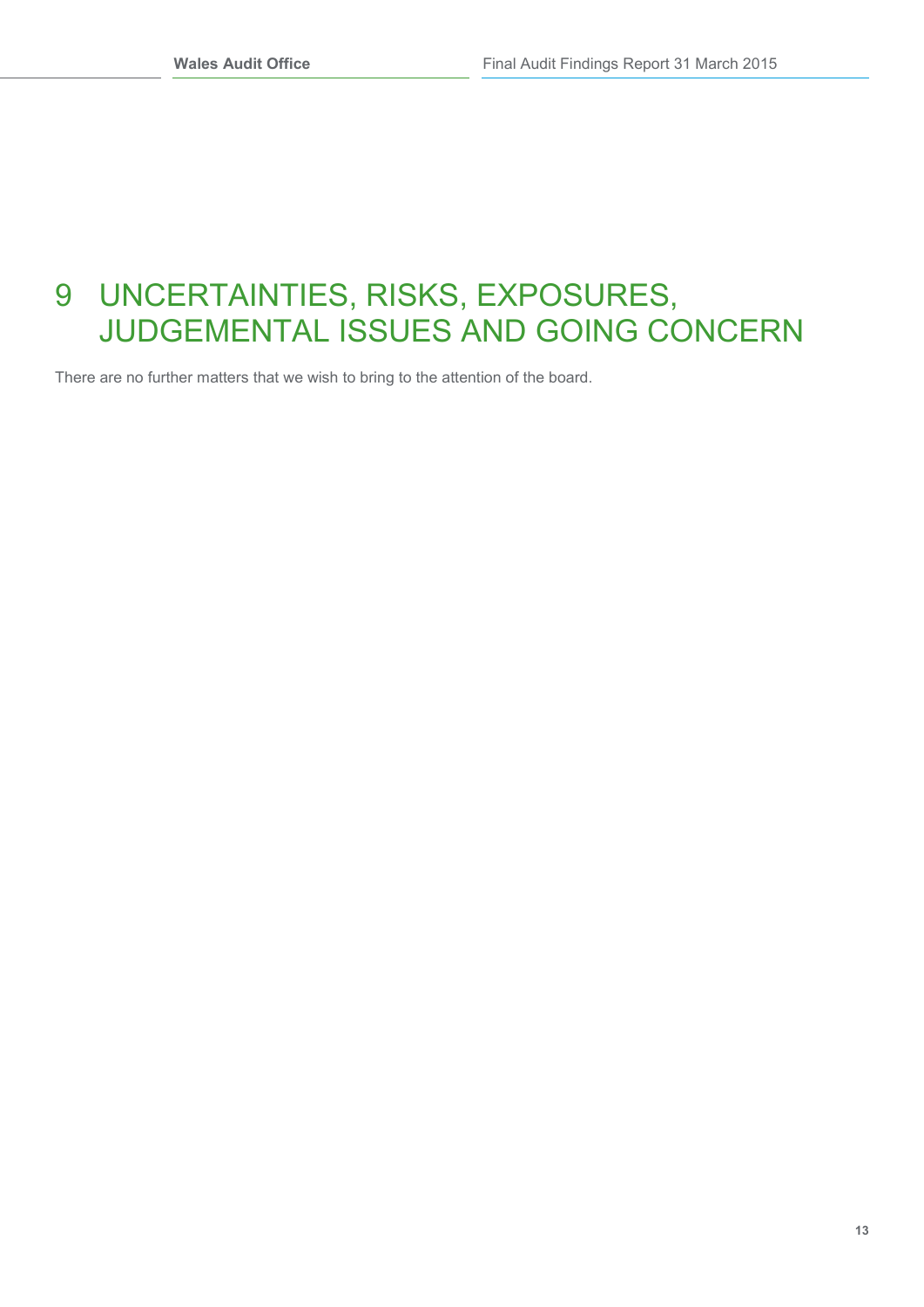# 9 UNCERTAINTIES, RISKS, EXPOSURES, JUDGEMENTAL ISSUES AND GOING CONCERN

There are no further matters that we wish to bring to the attention of the board.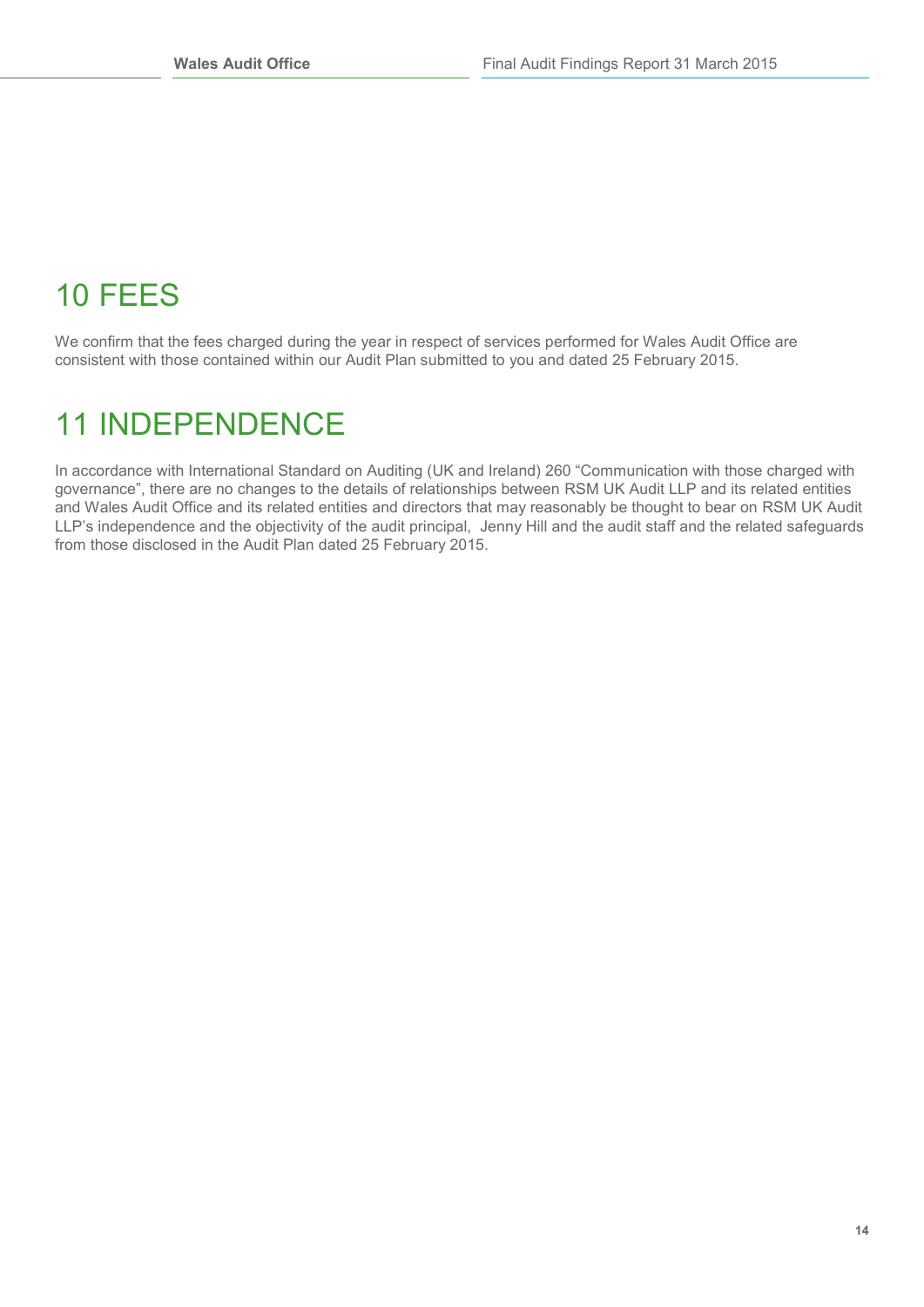# 10 FEES

We confirm that the fees charged during the year in respect of services performed for Wales Audit Office are consistent with those contained within our Audit Plan submitted to you and dated 25 February 2015.

# 11 INDEPENDENCE

In accordance with International Standard on Auditing (UK and Ireland) 260 “Communication with those charged with governance”, there are no changes to the details of relationships between RSM UK Audit LLP and its related entities and Wales Audit Office and its related entities and directors that may reasonably be thought to bear on RSM UK Audit LLP’s independence and the objectivity of the audit principal, Jenny Hill and the audit staff and the related safeguards from those disclosed in the Audit Plan dated 25 February 2015.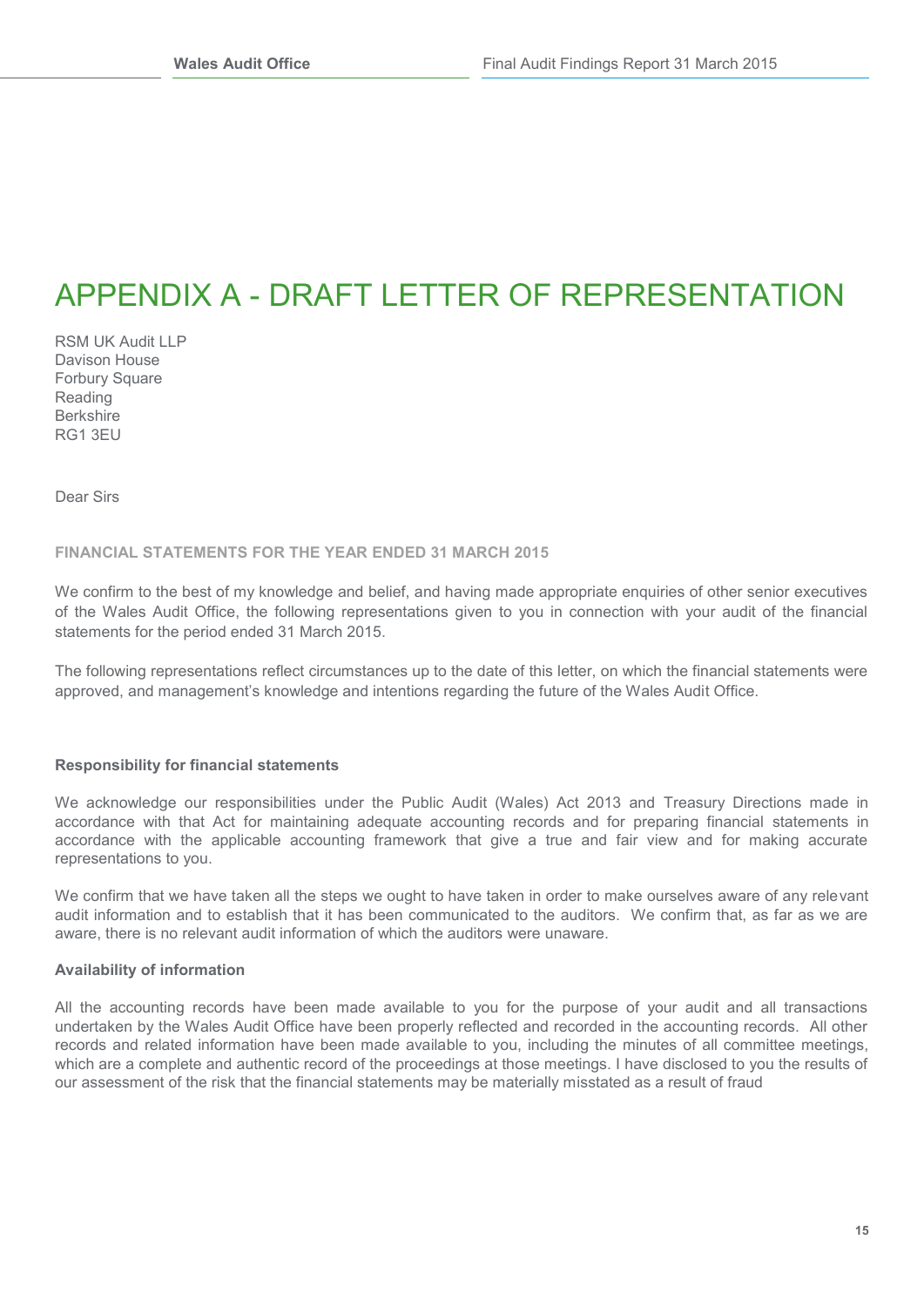# APPENDIX A - DRAFT LETTER OF REPRESENTATION

RSM UK Audit LLP
Davison House
Forbury Square
Reading
Berkshire
RG1 3EU

Dear Sirs

**FINANCIAL STATEMENTS FOR THE YEAR ENDED 31 MARCH 2015**

We confirm to the best of my knowledge and belief, and having made appropriate enquiries of other senior executives of the Wales Audit Office, the following representations given to you in connection with your audit of the financial statements for the period ended 31 March 2015.

The following representations reflect circumstances up to the date of this letter, on which the financial statements were approved, and management's knowledge and intentions regarding the future of the Wales Audit Office.

**Responsibility for financial statements**

We acknowledge our responsibilities under the Public Audit (Wales) Act 2013 and Treasury Directions made in accordance with that Act for maintaining adequate accounting records and for preparing financial statements in accordance with the applicable accounting framework that give a true and fair view and for making accurate representations to you.

We confirm that we have taken all the steps we ought to have taken in order to make ourselves aware of any relevant audit information and to establish that it has been communicated to the auditors. We confirm that, as far as we are aware, there is no relevant audit information of which the auditors were unaware.

**Availability of information**

All the accounting records have been made available to you for the purpose of your audit and all transactions undertaken by the Wales Audit Office have been properly reflected and recorded in the accounting records. All other records and related information have been made available to you, including the minutes of all committee meetings, which are a complete and authentic record of the proceedings at those meetings. I have disclosed to you the results of our assessment of the risk that the financial statements may be materially misstated as a result of fraud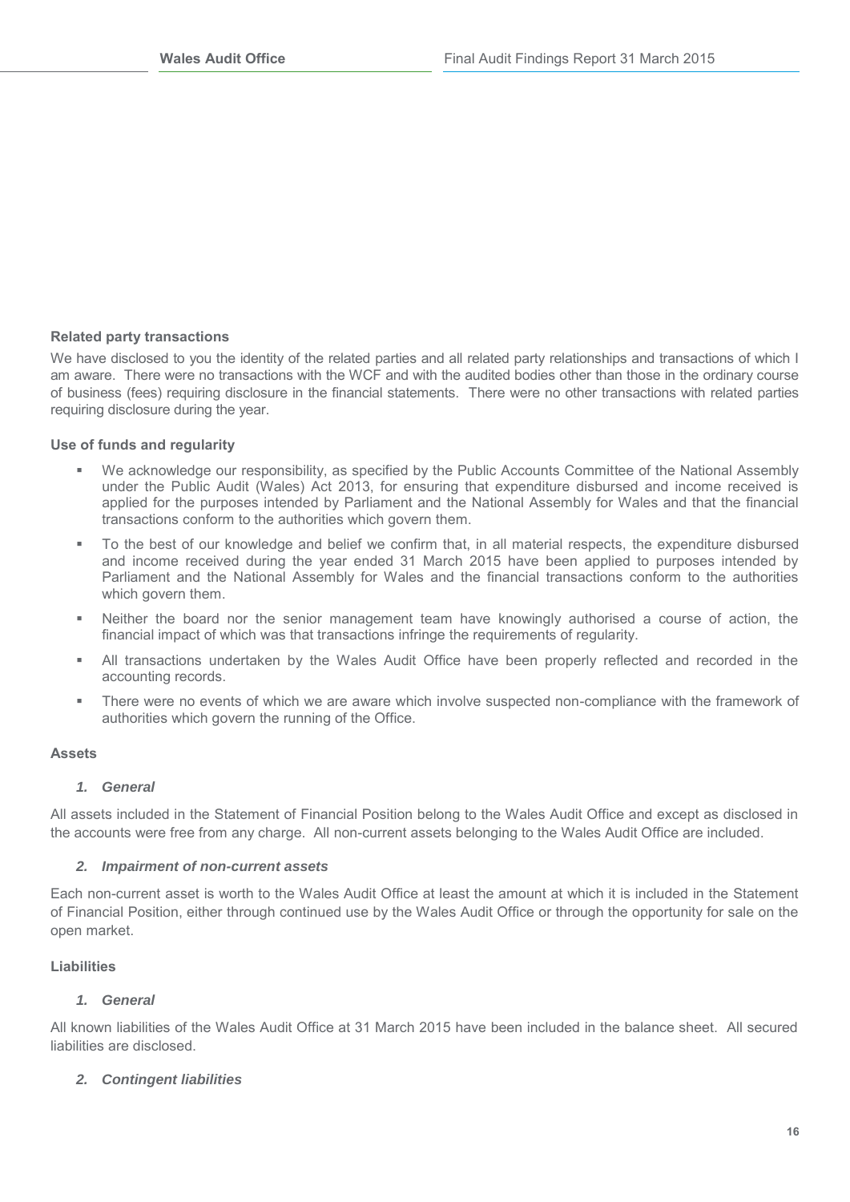**Related party transactions**

We have disclosed to you the identity of the related parties and all related party relationships and transactions of which I am aware. There were no transactions with the WCF and with the audited bodies other than those in the ordinary course of business (fees) requiring disclosure in the financial statements. There were no other transactions with related parties requiring disclosure during the year.

**Use of funds and regularity**

- We acknowledge our responsibility, as specified by the Public Accounts Committee of the National Assembly under the Public Audit (Wales) Act 2013, for ensuring that expenditure disbursed and income received is applied for the purposes intended by Parliament and the National Assembly for Wales and that the financial transactions conform to the authorities which govern them.
- To the best of our knowledge and belief we confirm that, in all material respects, the expenditure disbursed and income received during the year ended 31 March 2015 have been applied to purposes intended by Parliament and the National Assembly for Wales and the financial transactions conform to the authorities which govern them.
- Neither the board nor the senior management team have knowingly authorised a course of action, the financial impact of which was that transactions infringe the requirements of regularity.
- All transactions undertaken by the Wales Audit Office have been properly reflected and recorded in the accounting records.
- There were no events of which we are aware which involve suspected non-compliance with the framework of authorities which govern the running of the Office.

**Assets**

*1. General*

All assets included in the Statement of Financial Position belong to the Wales Audit Office and except as disclosed in the accounts were free from any charge. All non-current assets belonging to the Wales Audit Office are included.

*2. Impairment of non-current assets*

Each non-current asset is worth to the Wales Audit Office at least the amount at which it is included in the Statement of Financial Position, either through continued use by the Wales Audit Office or through the opportunity for sale on the open market.

**Liabilities**

*1. General*

All known liabilities of the Wales Audit Office at 31 March 2015 have been included in the balance sheet. All secured liabilities are disclosed.

*2. Contingent liabilities*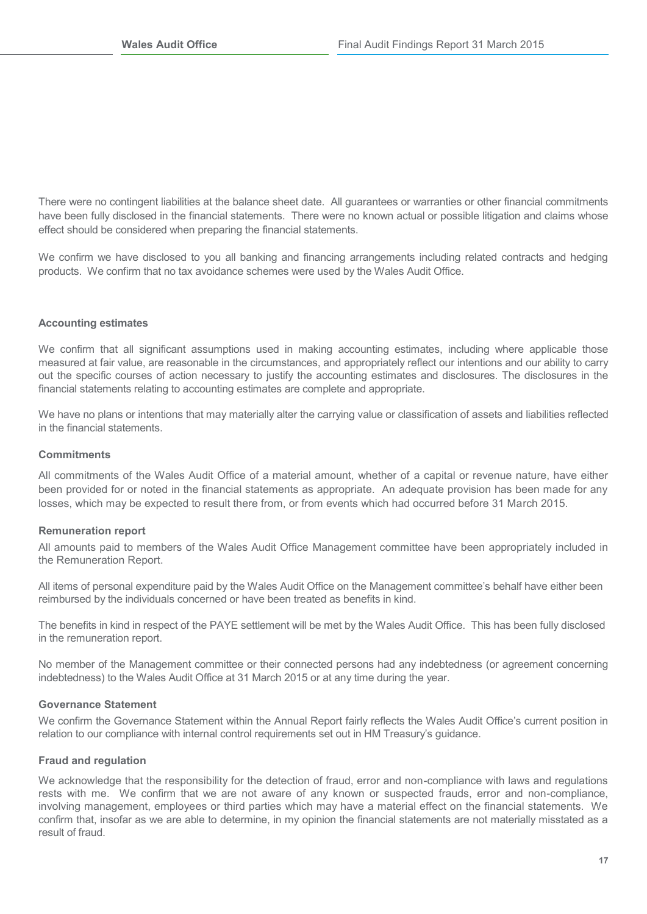There were no contingent liabilities at the balance sheet date. All guarantees or warranties or other financial commitments have been fully disclosed in the financial statements. There were no known actual or possible litigation and claims whose effect should be considered when preparing the financial statements.

We confirm we have disclosed to you all banking and financing arrangements including related contracts and hedging products. We confirm that no tax avoidance schemes were used by the Wales Audit Office.

**Accounting estimates**

We confirm that all significant assumptions used in making accounting estimates, including where applicable those measured at fair value, are reasonable in the circumstances, and appropriately reflect our intentions and our ability to carry out the specific courses of action necessary to justify the accounting estimates and disclosures. The disclosures in the financial statements relating to accounting estimates are complete and appropriate.

We have no plans or intentions that may materially alter the carrying value or classification of assets and liabilities reflected in the financial statements.

**Commitments**

All commitments of the Wales Audit Office of a material amount, whether of a capital or revenue nature, have either been provided for or noted in the financial statements as appropriate. An adequate provision has been made for any losses, which may be expected to result there from, or from events which had occurred before 31 March 2015.

**Remuneration report**

All amounts paid to members of the Wales Audit Office Management committee have been appropriately included in the Remuneration Report.

All items of personal expenditure paid by the Wales Audit Office on the Management committee's behalf have either been reimbursed by the individuals concerned or have been treated as benefits in kind.

The benefits in kind in respect of the PAYE settlement will be met by the Wales Audit Office. This has been fully disclosed in the remuneration report.

No member of the Management committee or their connected persons had any indebtedness (or agreement concerning indebtedness) to the Wales Audit Office at 31 March 2015 or at any time during the year.

**Governance Statement**

We confirm the Governance Statement within the Annual Report fairly reflects the Wales Audit Office's current position in relation to our compliance with internal control requirements set out in HM Treasury's guidance.

**Fraud and regulation**

We acknowledge that the responsibility for the detection of fraud, error and non-compliance with laws and regulations rests with me. We confirm that we are not aware of any known or suspected frauds, error and non-compliance, involving management, employees or third parties which may have a material effect on the financial statements. We confirm that, insofar as we are able to determine, in my opinion the financial statements are not materially misstated as a result of fraud.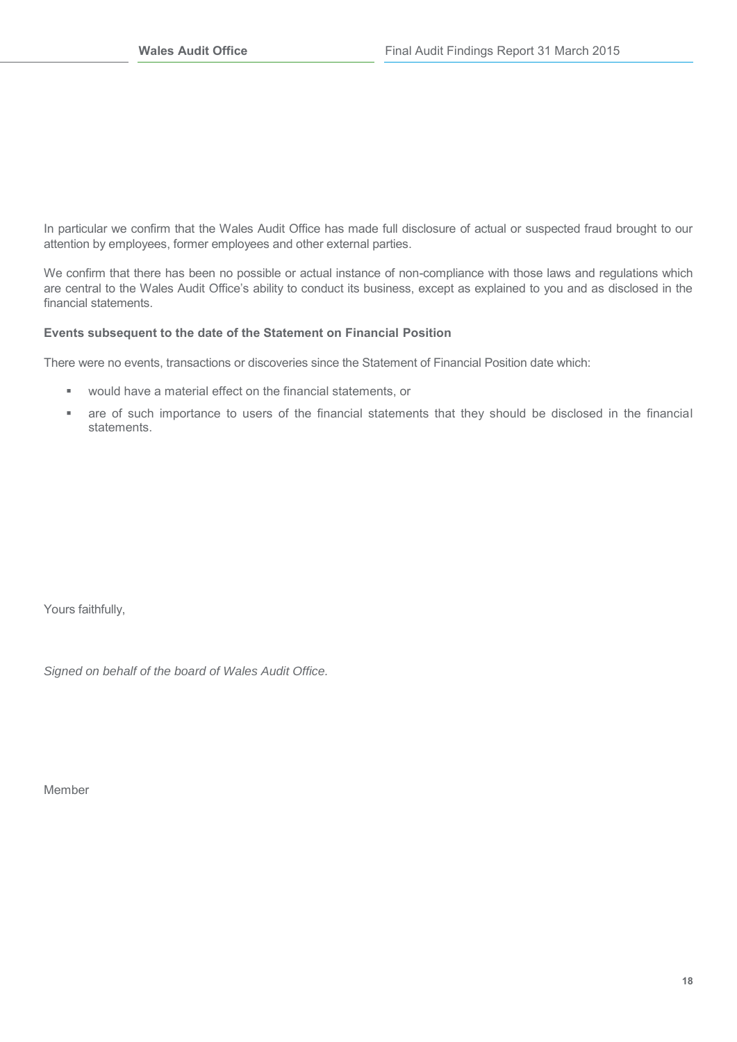In particular we confirm that the Wales Audit Office has made full disclosure of actual or suspected fraud brought to our attention by employees, former employees and other external parties.

We confirm that there has been no possible or actual instance of non-compliance with those laws and regulations which are central to the Wales Audit Office's ability to conduct its business, except as explained to you and as disclosed in the financial statements.

**Events subsequent to the date of the Statement on Financial Position**

There were no events, transactions or discoveries since the Statement of Financial Position date which:

- would have a material effect on the financial statements, or
- are of such importance to users of the financial statements that they should be disclosed in the financial statements.

Yours faithfully,

*Signed on behalf of the board of Wales Audit Office.*

Member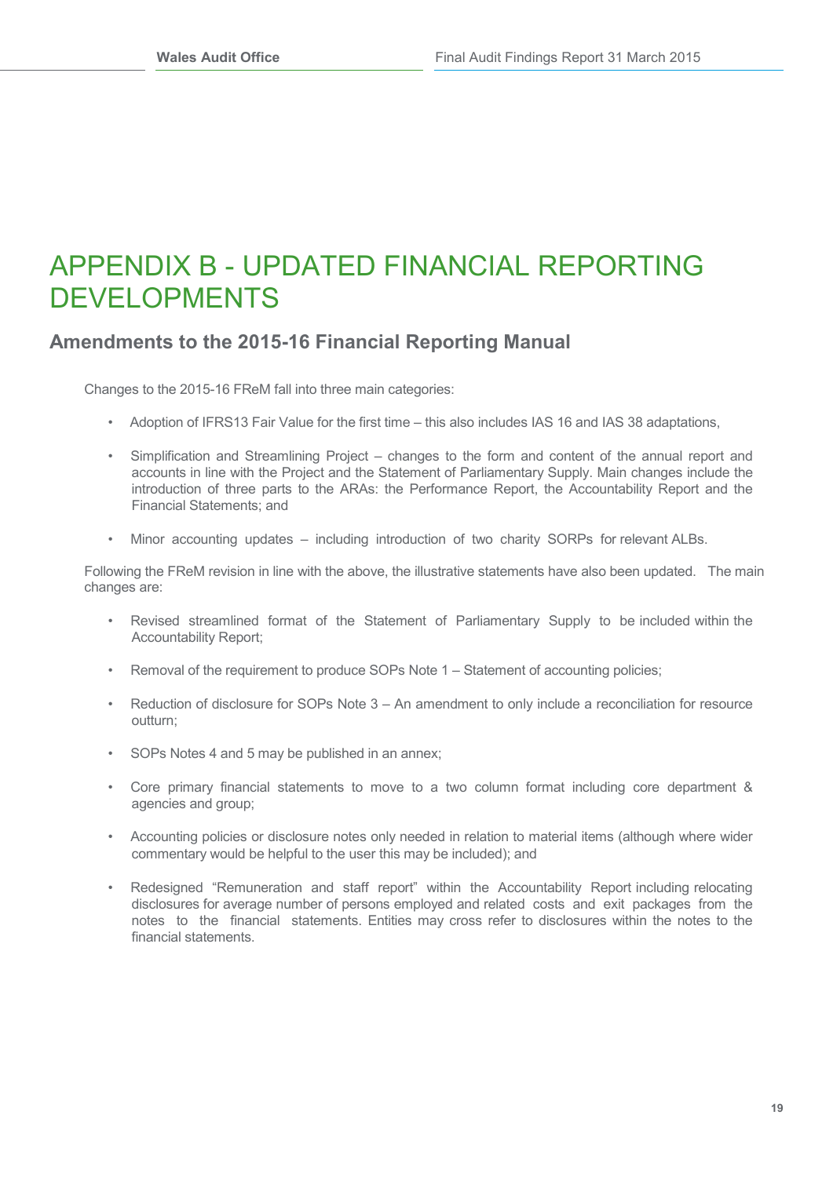# APPENDIX B - UPDATED FINANCIAL REPORTING DEVELOPMENTS

## Amendments to the 2015-16 Financial Reporting Manual

Changes to the 2015-16 FReM fall into three main categories:

- Adoption of IFRS13 Fair Value for the first time – this also includes IAS 16 and IAS 38 adaptations,
- Simplification and Streamlining Project – changes to the form and content of the annual report and accounts in line with the Project and the Statement of Parliamentary Supply. Main changes include the introduction of three parts to the ARAs: the Performance Report, the Accountability Report and the Financial Statements; and
- Minor accounting updates – including introduction of two charity SORPs for relevant ALBs.

Following the FReM revision in line with the above, the illustrative statements have also been updated. The main changes are:

- Revised streamlined format of the Statement of Parliamentary Supply to be included within the Accountability Report;
- Removal of the requirement to produce SOPs Note 1 – Statement of accounting policies;
- Reduction of disclosure for SOPs Note 3 – An amendment to only include a reconciliation for resource outturn;
- SOPs Notes 4 and 5 may be published in an annex;
- Core primary financial statements to move to a two column format including core department & agencies and group;
- Accounting policies or disclosure notes only needed in relation to material items (although where wider commentary would be helpful to the user this may be included); and
- Redesigned "Remuneration and staff report" within the Accountability Report including relocating disclosures for average number of persons employed and related costs and exit packages from the notes to the financial statements. Entities may cross refer to disclosures within the notes to the financial statements.